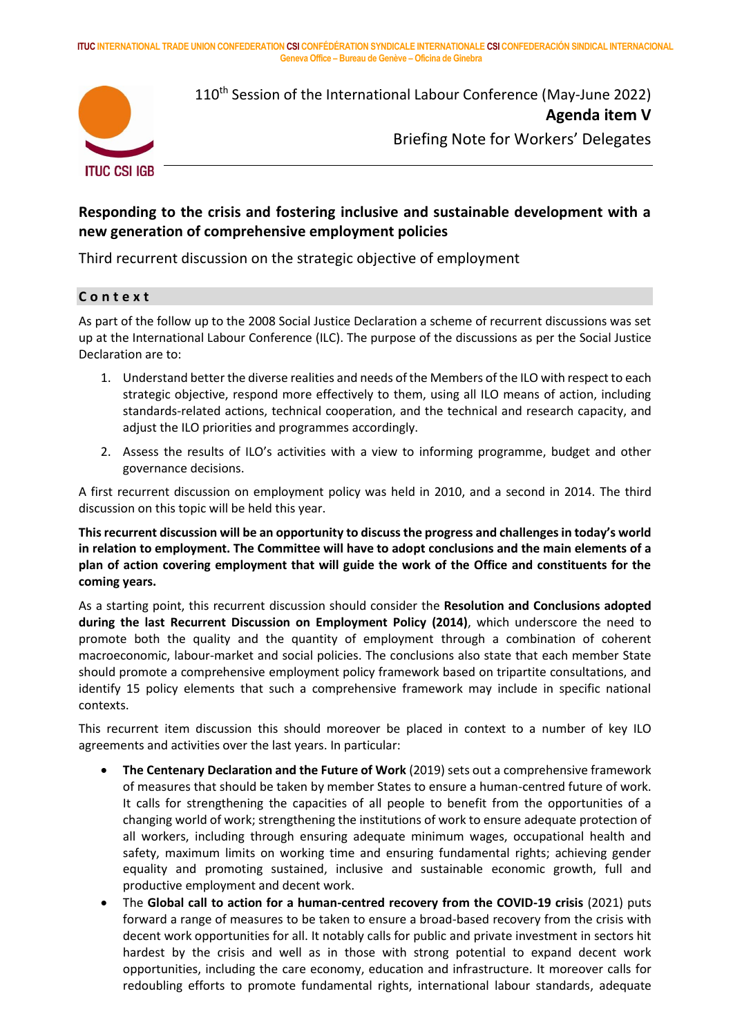ITUC INTERNATIONAL TRADE UNION CONFEDERATION CSI CONFÉDÉRATION SYNDICALE INTERNATIONALE CSI CONFEDERACIÓN SINDICAL INTERNACIONAL
Geneva Office – Bureau de Genève – Oficina de Ginebra

110th Session of the International Labour Conference (May-June 2022)
**Agenda item V**
Briefing Note for Workers' Delegates

## Responding to the crisis and fostering inclusive and sustainable development with a new generation of comprehensive employment policies

Third recurrent discussion on the strategic objective of employment

### Context

As part of the follow up to the 2008 Social Justice Declaration a scheme of recurrent discussions was set up at the International Labour Conference (ILC). The purpose of the discussions as per the Social Justice Declaration are to:

1. Understand better the diverse realities and needs of the Members of the ILO with respect to each strategic objective, respond more effectively to them, using all ILO means of action, including standards-related actions, technical cooperation, and the technical and research capacity, and adjust the ILO priorities and programmes accordingly.
2. Assess the results of ILO's activities with a view to informing programme, budget and other governance decisions.

A first recurrent discussion on employment policy was held in 2010, and a second in 2014. The third discussion on this topic will be held this year.

**This recurrent discussion will be an opportunity to discuss the progress and challenges in today's world in relation to employment. The Committee will have to adopt conclusions and the main elements of a plan of action covering employment that will guide the work of the Office and constituents for the coming years.**

As a starting point, this recurrent discussion should consider the **Resolution and Conclusions adopted during the last Recurrent Discussion on Employment Policy (2014)**, which underscore the need to promote both the quality and the quantity of employment through a combination of coherent macroeconomic, labour-market and social policies. The conclusions also state that each member State should promote a comprehensive employment policy framework based on tripartite consultations, and identify 15 policy elements that such a comprehensive framework may include in specific national contexts.

This recurrent item discussion this should moreover be placed in context to a number of key ILO agreements and activities over the last years. In particular:

- **The Centenary Declaration and the Future of Work** (2019) sets out a comprehensive framework of measures that should be taken by member States to ensure a human-centred future of work. It calls for strengthening the capacities of all people to benefit from the opportunities of a changing world of work; strengthening the institutions of work to ensure adequate protection of all workers, including through ensuring adequate minimum wages, occupational health and safety, maximum limits on working time and ensuring fundamental rights; achieving gender equality and promoting sustained, inclusive and sustainable economic growth, full and productive employment and decent work.
- The **Global call to action for a human-centred recovery from the COVID-19 crisis** (2021) puts forward a range of measures to be taken to ensure a broad-based recovery from the crisis with decent work opportunities for all. It notably calls for public and private investment in sectors hit hardest by the crisis and well as in those with strong potential to expand decent work opportunities, including the care economy, education and infrastructure. It moreover calls for redoubling efforts to promote fundamental rights, international labour standards, adequate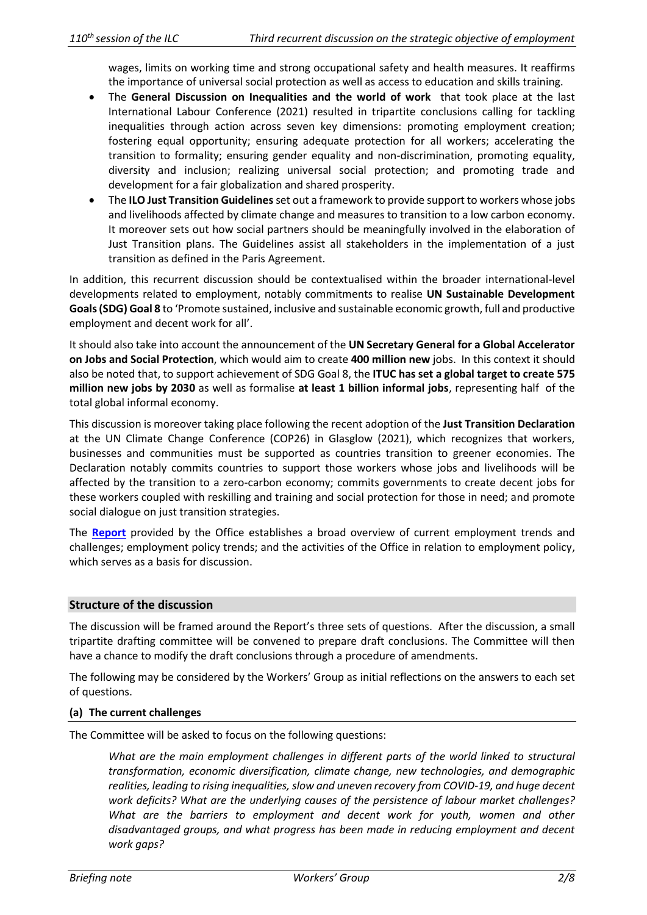wages, limits on working time and strong occupational safety and health measures. It reaffirms the importance of universal social protection as well as access to education and skills training.

- The **General Discussion on Inequalities and the world of work** that took place at the last International Labour Conference (2021) resulted in tripartite conclusions calling for tackling inequalities through action across seven key dimensions: promoting employment creation; fostering equal opportunity; ensuring adequate protection for all workers; accelerating the transition to formality; ensuring gender equality and non-discrimination, promoting equality, diversity and inclusion; realizing universal social protection; and promoting trade and development for a fair globalization and shared prosperity.
- The **ILO Just Transition Guidelines** set out a framework to provide support to workers whose jobs and livelihoods affected by climate change and measures to transition to a low carbon economy. It moreover sets out how social partners should be meaningfully involved in the elaboration of Just Transition plans. The Guidelines assist all stakeholders in the implementation of a just transition as defined in the Paris Agreement.

In addition, this recurrent discussion should be contextualised within the broader international-level developments related to employment, notably commitments to realise **UN Sustainable Development Goals (SDG) Goal 8** to 'Promote sustained, inclusive and sustainable economic growth, full and productive employment and decent work for all'.

It should also take into account the announcement of the **UN Secretary General for a Global Accelerator on Jobs and Social Protection**, which would aim to create **400 million new** jobs. In this context it should also be noted that, to support achievement of SDG Goal 8, the **ITUC has set a global target to create 575 million new jobs by 2030** as well as formalise **at least 1 billion informal jobs**, representing half of the total global informal economy.

This discussion is moreover taking place following the recent adoption of the **Just Transition Declaration** at the UN Climate Change Conference (COP26) in Glasgow (2021), which recognizes that workers, businesses and communities must be supported as countries transition to greener economies. The Declaration notably commits countries to support those workers whose jobs and livelihoods will be affected by the transition to a zero-carbon economy; commits governments to create decent jobs for these workers coupled with reskilling and training and social protection for those in need; and promote social dialogue on just transition strategies.

The **Report** provided by the Office establishes a broad overview of current employment trends and challenges; employment policy trends; and the activities of the Office in relation to employment policy, which serves as a basis for discussion.

## Structure of the discussion

The discussion will be framed around the Report's three sets of questions. After the discussion, a small tripartite drafting committee will be convened to prepare draft conclusions. The Committee will then have a chance to modify the draft conclusions through a procedure of amendments.

The following may be considered by the Workers' Group as initial reflections on the answers to each set of questions.

### (a) The current challenges

The Committee will be asked to focus on the following questions:

> *What are the main employment challenges in different parts of the world linked to structural transformation, economic diversification, climate change, new technologies, and demographic realities, leading to rising inequalities, slow and uneven recovery from COVID-19, and huge decent work deficits? What are the underlying causes of the persistence of labour market challenges? What are the barriers to employment and decent work for youth, women and other disadvantaged groups, and what progress has been made in reducing employment and decent work gaps?*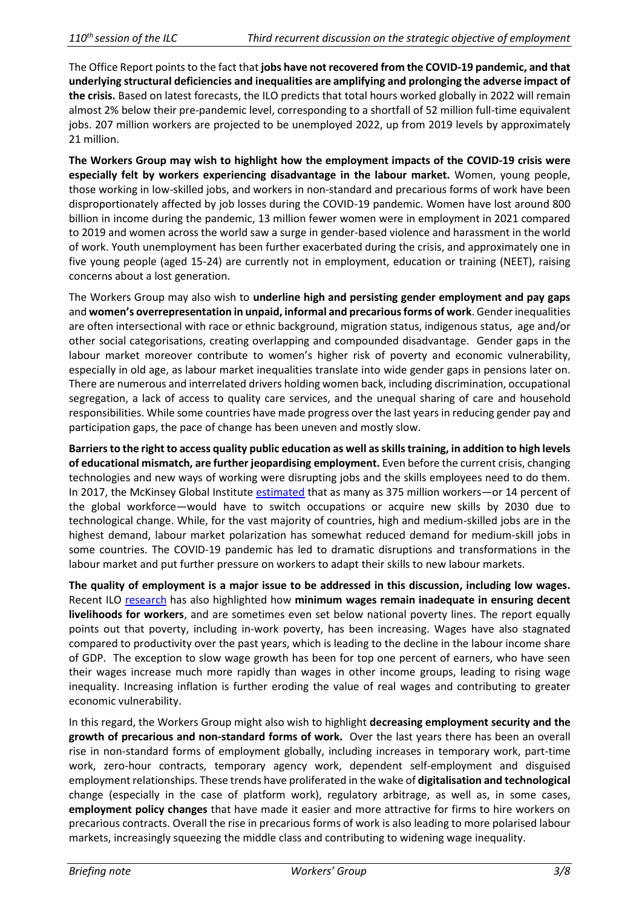The Office Report points to the fact that **jobs have not recovered from the COVID-19 pandemic, and that underlying structural deficiencies and inequalities are amplifying and prolonging the adverse impact of the crisis.** Based on latest forecasts, the ILO predicts that total hours worked globally in 2022 will remain almost 2% below their pre-pandemic level, corresponding to a shortfall of 52 million full-time equivalent jobs. 207 million workers are projected to be unemployed 2022, up from 2019 levels by approximately 21 million.

**The Workers Group may wish to highlight how the employment impacts of the COVID-19 crisis were especially felt by workers experiencing disadvantage in the labour market.** Women, young people, those working in low-skilled jobs, and workers in non-standard and precarious forms of work have been disproportionately affected by job losses during the COVID-19 pandemic. Women have lost around 800 billion in income during the pandemic, 13 million fewer women were in employment in 2021 compared to 2019 and women across the world saw a surge in gender-based violence and harassment in the world of work. Youth unemployment has been further exacerbated during the crisis, and approximately one in five young people (aged 15-24) are currently not in employment, education or training (NEET), raising concerns about a lost generation.

The Workers Group may also wish to **underline high and persisting gender employment and pay gaps** and **women's overrepresentation in unpaid, informal and precarious forms of work**. Gender inequalities are often intersectional with race or ethnic background, migration status, indigenous status, age and/or other social categorisations, creating overlapping and compounded disadvantage. Gender gaps in the labour market moreover contribute to women's higher risk of poverty and economic vulnerability, especially in old age, as labour market inequalities translate into wide gender gaps in pensions later on. There are numerous and interrelated drivers holding women back, including discrimination, occupational segregation, a lack of access to quality care services, and the unequal sharing of care and household responsibilities. While some countries have made progress over the last years in reducing gender pay and participation gaps, the pace of change has been uneven and mostly slow.

**Barriers to the right to access quality public education as well as skills training, in addition to high levels of educational mismatch, are further jeopardising employment.** Even before the current crisis, changing technologies and new ways of working were disrupting jobs and the skills employees need to do them. In 2017, the McKinsey Global Institute estimated that as many as 375 million workers—or 14 percent of the global workforce—would have to switch occupations or acquire new skills by 2030 due to technological change. While, for the vast majority of countries, high and medium-skilled jobs are in the highest demand, labour market polarization has somewhat reduced demand for medium-skill jobs in some countries. The COVID-19 pandemic has led to dramatic disruptions and transformations in the labour market and put further pressure on workers to adapt their skills to new labour markets.

**The quality of employment is a major issue to be addressed in this discussion, including low wages.** Recent ILO research has also highlighted how **minimum wages remain inadequate in ensuring decent livelihoods for workers**, and are sometimes even set below national poverty lines. The report equally points out that poverty, including in-work poverty, has been increasing. Wages have also stagnated compared to productivity over the past years, which is leading to the decline in the labour income share of GDP. The exception to slow wage growth has been for top one percent of earners, who have seen their wages increase much more rapidly than wages in other income groups, leading to rising wage inequality. Increasing inflation is further eroding the value of real wages and contributing to greater economic vulnerability.

In this regard, the Workers Group might also wish to highlight **decreasing employment security and the growth of precarious and non-standard forms of work.** Over the last years there has been an overall rise in non-standard forms of employment globally, including increases in temporary work, part-time work, zero-hour contracts, temporary agency work, dependent self-employment and disguised employment relationships. These trends have proliferated in the wake of **digitalisation and technological** change (especially in the case of platform work), regulatory arbitrage, as well as, in some cases, **employment policy changes** that have made it easier and more attractive for firms to hire workers on precarious contracts. Overall the rise in precarious forms of work is also leading to more polarised labour markets, increasingly squeezing the middle class and contributing to widening wage inequality.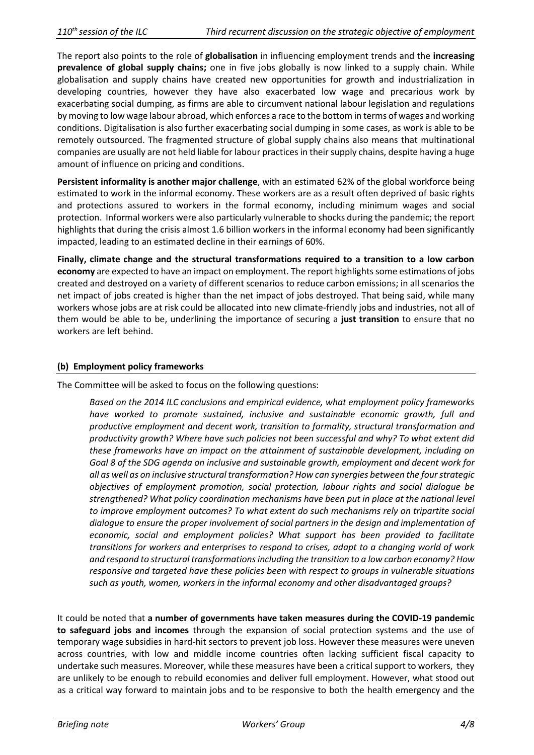The report also points to the role of **globalisation** in influencing employment trends and the **increasing prevalence of global supply chains;** one in five jobs globally is now linked to a supply chain. While globalisation and supply chains have created new opportunities for growth and industrialization in developing countries, however they have also exacerbated low wage and precarious work by exacerbating social dumping, as firms are able to circumvent national labour legislation and regulations by moving to low wage labour abroad, which enforces a race to the bottom in terms of wages and working conditions. Digitalisation is also further exacerbating social dumping in some cases, as work is able to be remotely outsourced. The fragmented structure of global supply chains also means that multinational companies are usually are not held liable for labour practices in their supply chains, despite having a huge amount of influence on pricing and conditions.

**Persistent informality is another major challenge**, with an estimated 62% of the global workforce being estimated to work in the informal economy. These workers are as a result often deprived of basic rights and protections assured to workers in the formal economy, including minimum wages and social protection. Informal workers were also particularly vulnerable to shocks during the pandemic; the report highlights that during the crisis almost 1.6 billion workers in the informal economy had been significantly impacted, leading to an estimated decline in their earnings of 60%.

**Finally, climate change and the structural transformations required to a transition to a low carbon economy** are expected to have an impact on employment. The report highlights some estimations of jobs created and destroyed on a variety of different scenarios to reduce carbon emissions; in all scenarios the net impact of jobs created is higher than the net impact of jobs destroyed. That being said, while many workers whose jobs are at risk could be allocated into new climate-friendly jobs and industries, not all of them would be able to be, underlining the importance of securing a **just transition** to ensure that no workers are left behind.

### (b) Employment policy frameworks

The Committee will be asked to focus on the following questions:

> *Based on the 2014 ILC conclusions and empirical evidence, what employment policy frameworks have worked to promote sustained, inclusive and sustainable economic growth, full and productive employment and decent work, transition to formality, structural transformation and productivity growth? Where have such policies not been successful and why? To what extent did these frameworks have an impact on the attainment of sustainable development, including on Goal 8 of the SDG agenda on inclusive and sustainable growth, employment and decent work for all as well as on inclusive structural transformation? How can synergies between the four strategic objectives of employment promotion, social protection, labour rights and social dialogue be strengthened? What policy coordination mechanisms have been put in place at the national level to improve employment outcomes? To what extent do such mechanisms rely on tripartite social dialogue to ensure the proper involvement of social partners in the design and implementation of economic, social and employment policies? What support has been provided to facilitate transitions for workers and enterprises to respond to crises, adapt to a changing world of work and respond to structural transformations including the transition to a low carbon economy? How responsive and targeted have these policies been with respect to groups in vulnerable situations such as youth, women, workers in the informal economy and other disadvantaged groups?*

It could be noted that **a number of governments have taken measures during the COVID-19 pandemic to safeguard jobs and incomes** through the expansion of social protection systems and the use of temporary wage subsidies in hard-hit sectors to prevent job loss. However these measures were uneven across countries, with low and middle income countries often lacking sufficient fiscal capacity to undertake such measures. Moreover, while these measures have been a critical support to workers, they are unlikely to be enough to rebuild economies and deliver full employment. However, what stood out as a critical way forward to maintain jobs and to be responsive to both the health emergency and the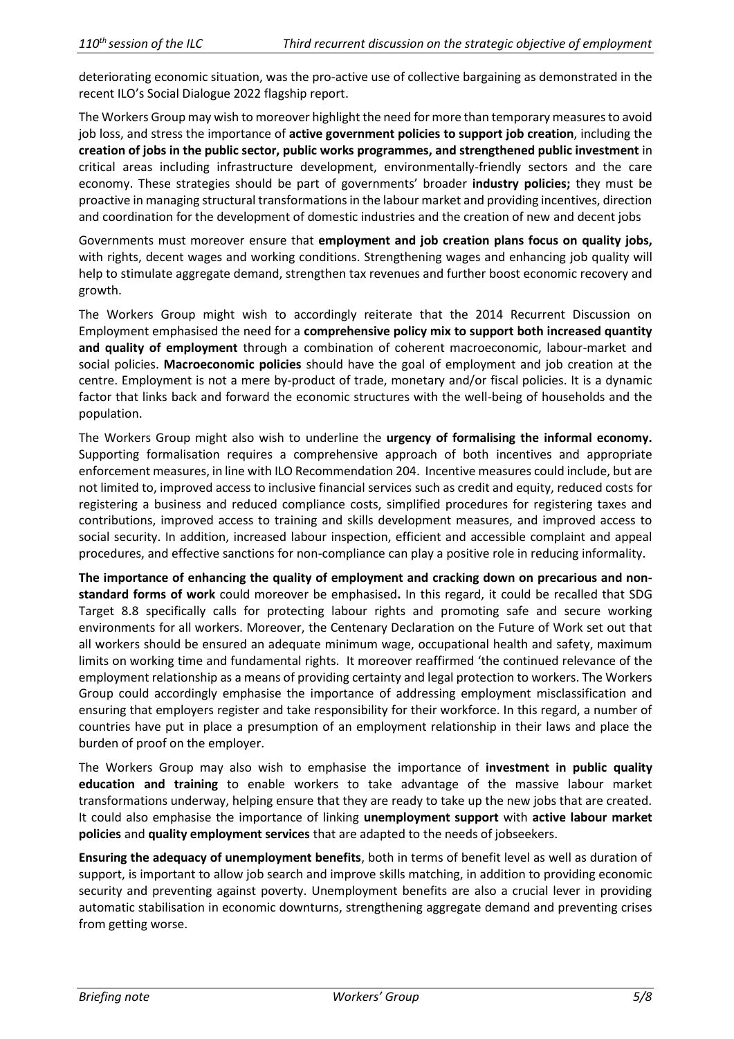deteriorating economic situation, was the pro-active use of collective bargaining as demonstrated in the recent ILO's Social Dialogue 2022 flagship report.

The Workers Group may wish to moreover highlight the need for more than temporary measures to avoid job loss, and stress the importance of **active government policies to support job creation**, including the **creation of jobs in the public sector, public works programmes, and strengthened public investment** in critical areas including infrastructure development, environmentally-friendly sectors and the care economy. These strategies should be part of governments' broader **industry policies;** they must be proactive in managing structural transformations in the labour market and providing incentives, direction and coordination for the development of domestic industries and the creation of new and decent jobs

Governments must moreover ensure that **employment and job creation plans focus on quality jobs,** with rights, decent wages and working conditions. Strengthening wages and enhancing job quality will help to stimulate aggregate demand, strengthen tax revenues and further boost economic recovery and growth.

The Workers Group might wish to accordingly reiterate that the 2014 Recurrent Discussion on Employment emphasised the need for a **comprehensive policy mix to support both increased quantity and quality of employment** through a combination of coherent macroeconomic, labour-market and social policies. **Macroeconomic policies** should have the goal of employment and job creation at the centre. Employment is not a mere by-product of trade, monetary and/or fiscal policies. It is a dynamic factor that links back and forward the economic structures with the well-being of households and the population.

The Workers Group might also wish to underline the **urgency of formalising the informal economy.** Supporting formalisation requires a comprehensive approach of both incentives and appropriate enforcement measures, in line with ILO Recommendation 204. Incentive measures could include, but are not limited to, improved access to inclusive financial services such as credit and equity, reduced costs for registering a business and reduced compliance costs, simplified procedures for registering taxes and contributions, improved access to training and skills development measures, and improved access to social security. In addition, increased labour inspection, efficient and accessible complaint and appeal procedures, and effective sanctions for non-compliance can play a positive role in reducing informality.

**The importance of enhancing the quality of employment and cracking down on precarious and non-standard forms of work** could moreover be emphasised**.** In this regard, it could be recalled that SDG Target 8.8 specifically calls for protecting labour rights and promoting safe and secure working environments for all workers. Moreover, the Centenary Declaration on the Future of Work set out that all workers should be ensured an adequate minimum wage, occupational health and safety, maximum limits on working time and fundamental rights. It moreover reaffirmed 'the continued relevance of the employment relationship as a means of providing certainty and legal protection to workers. The Workers Group could accordingly emphasise the importance of addressing employment misclassification and ensuring that employers register and take responsibility for their workforce. In this regard, a number of countries have put in place a presumption of an employment relationship in their laws and place the burden of proof on the employer.

The Workers Group may also wish to emphasise the importance of **investment in public quality education and training** to enable workers to take advantage of the massive labour market transformations underway, helping ensure that they are ready to take up the new jobs that are created. It could also emphasise the importance of linking **unemployment support** with **active labour market policies** and **quality employment services** that are adapted to the needs of jobseekers.

**Ensuring the adequacy of unemployment benefits**, both in terms of benefit level as well as duration of support, is important to allow job search and improve skills matching, in addition to providing economic security and preventing against poverty. Unemployment benefits are also a crucial lever in providing automatic stabilisation in economic downturns, strengthening aggregate demand and preventing crises from getting worse.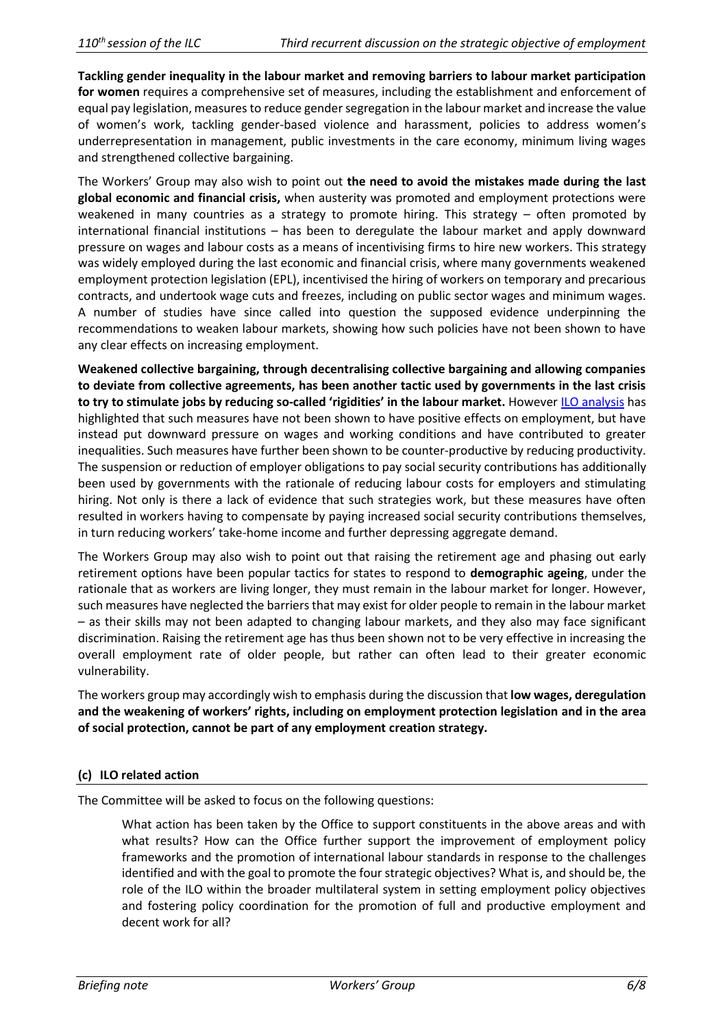**Tackling gender inequality in the labour market and removing barriers to labour market participation for women** requires a comprehensive set of measures, including the establishment and enforcement of equal pay legislation, measures to reduce gender segregation in the labour market and increase the value of women's work, tackling gender-based violence and harassment, policies to address women's underrepresentation in management, public investments in the care economy, minimum living wages and strengthened collective bargaining.

The Workers' Group may also wish to point out **the need to avoid the mistakes made during the last global economic and financial crisis,** when austerity was promoted and employment protections were weakened in many countries as a strategy to promote hiring. This strategy – often promoted by international financial institutions – has been to deregulate the labour market and apply downward pressure on wages and labour costs as a means of incentivising firms to hire new workers. This strategy was widely employed during the last economic and financial crisis, where many governments weakened employment protection legislation (EPL), incentivised the hiring of workers on temporary and precarious contracts, and undertook wage cuts and freezes, including on public sector wages and minimum wages. A number of studies have since called into question the supposed evidence underpinning the recommendations to weaken labour markets, showing how such policies have not been shown to have any clear effects on increasing employment.

**Weakened collective bargaining, through decentralising collective bargaining and allowing companies to deviate from collective agreements, has been another tactic used by governments in the last crisis to try to stimulate jobs by reducing so-called 'rigidities' in the labour market.** However ILO analysis has highlighted that such measures have not been shown to have positive effects on employment, but have instead put downward pressure on wages and working conditions and have contributed to greater inequalities. Such measures have further been shown to be counter-productive by reducing productivity. The suspension or reduction of employer obligations to pay social security contributions has additionally been used by governments with the rationale of reducing labour costs for employers and stimulating hiring. Not only is there a lack of evidence that such strategies work, but these measures have often resulted in workers having to compensate by paying increased social security contributions themselves, in turn reducing workers' take-home income and further depressing aggregate demand.

The Workers Group may also wish to point out that raising the retirement age and phasing out early retirement options have been popular tactics for states to respond to **demographic ageing**, under the rationale that as workers are living longer, they must remain in the labour market for longer. However, such measures have neglected the barriers that may exist for older people to remain in the labour market – as their skills may not been adapted to changing labour markets, and they also may face significant discrimination. Raising the retirement age has thus been shown not to be very effective in increasing the overall employment rate of older people, but rather can often lead to their greater economic vulnerability.

The workers group may accordingly wish to emphasis during the discussion that **low wages, deregulation and the weakening of workers' rights, including on employment protection legislation and in the area of social protection, cannot be part of any employment creation strategy.**

### (c) ILO related action

The Committee will be asked to focus on the following questions:

> What action has been taken by the Office to support constituents in the above areas and with what results? How can the Office further support the improvement of employment policy frameworks and the promotion of international labour standards in response to the challenges identified and with the goal to promote the four strategic objectives? What is, and should be, the role of the ILO within the broader multilateral system in setting employment policy objectives and fostering policy coordination for the promotion of full and productive employment and decent work for all?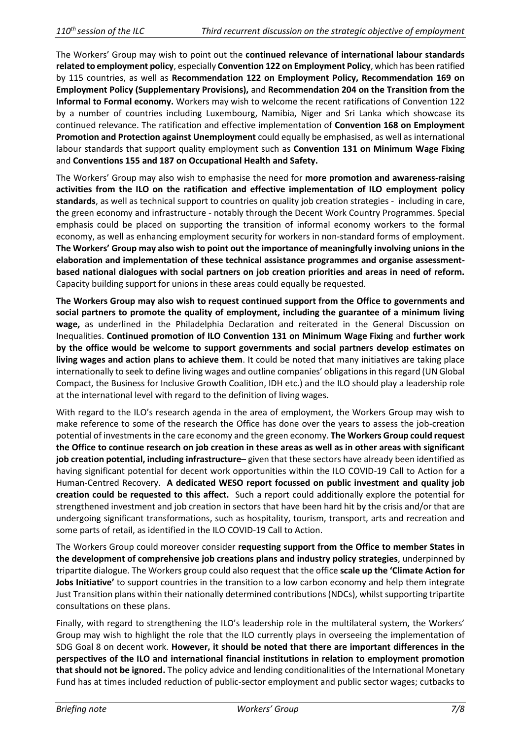The Workers' Group may wish to point out the **continued relevance of international labour standards related to employment policy**, especially **Convention 122 on Employment Policy**, which has been ratified by 115 countries, as well as **Recommendation 122 on Employment Policy, Recommendation 169 on Employment Policy (Supplementary Provisions),** and **Recommendation 204 on the Transition from the Informal to Formal economy.** Workers may wish to welcome the recent ratifications of Convention 122 by a number of countries including Luxembourg, Namibia, Niger and Sri Lanka which showcase its continued relevance. The ratification and effective implementation of **Convention 168 on Employment Promotion and Protection against Unemployment** could equally be emphasised, as well as international labour standards that support quality employment such as **Convention 131 on Minimum Wage Fixing** and **Conventions 155 and 187 on Occupational Health and Safety.**

The Workers' Group may also wish to emphasise the need for **more promotion and awareness-raising activities from the ILO on the ratification and effective implementation of ILO employment policy standards**, as well as technical support to countries on quality job creation strategies - including in care, the green economy and infrastructure - notably through the Decent Work Country Programmes. Special emphasis could be placed on supporting the transition of informal economy workers to the formal economy, as well as enhancing employment security for workers in non-standard forms of employment. **The Workers' Group may also wish to point out the importance of meaningfully involving unions in the elaboration and implementation of these technical assistance programmes and organise assessment-based national dialogues with social partners on job creation priorities and areas in need of reform.** Capacity building support for unions in these areas could equally be requested.

**The Workers Group may also wish to request continued support from the Office to governments and social partners to promote the quality of employment, including the guarantee of a minimum living wage,** as underlined in the Philadelphia Declaration and reiterated in the General Discussion on Inequalities. **Continued promotion of ILO Convention 131 on Minimum Wage Fixing** and **further work by the office would be welcome to support governments and social partners develop estimates on living wages and action plans to achieve them**. It could be noted that many initiatives are taking place internationally to seek to define living wages and outline companies' obligations in this regard (UN Global Compact, the Business for Inclusive Growth Coalition, IDH etc.) and the ILO should play a leadership role at the international level with regard to the definition of living wages.

With regard to the ILO's research agenda in the area of employment, the Workers Group may wish to make reference to some of the research the Office has done over the years to assess the job-creation potential of investments in the care economy and the green economy. **The Workers Group could request the Office to continue research on job creation in these areas as well as in other areas with significant job creation potential, including infrastructure**– given that these sectors have already been identified as having significant potential for decent work opportunities within the ILO COVID-19 Call to Action for a Human-Centred Recovery. **A dedicated WESO report focussed on public investment and quality job creation could be requested to this affect.** Such a report could additionally explore the potential for strengthened investment and job creation in sectors that have been hard hit by the crisis and/or that are undergoing significant transformations, such as hospitality, tourism, transport, arts and recreation and some parts of retail, as identified in the ILO COVID-19 Call to Action.

The Workers Group could moreover consider **requesting support from the Office to member States in the development of comprehensive job creations plans and industry policy strategies**, underpinned by tripartite dialogue. The Workers group could also request that the office **scale up the 'Climate Action for Jobs Initiative'** to support countries in the transition to a low carbon economy and help them integrate Just Transition plans within their nationally determined contributions (NDCs), whilst supporting tripartite consultations on these plans.

Finally, with regard to strengthening the ILO's leadership role in the multilateral system, the Workers' Group may wish to highlight the role that the ILO currently plays in overseeing the implementation of SDG Goal 8 on decent work. **However, it should be noted that there are important differences in the perspectives of the ILO and international financial institutions in relation to employment promotion that should not be ignored.** The policy advice and lending conditionalities of the International Monetary Fund has at times included reduction of public-sector employment and public sector wages; cutbacks to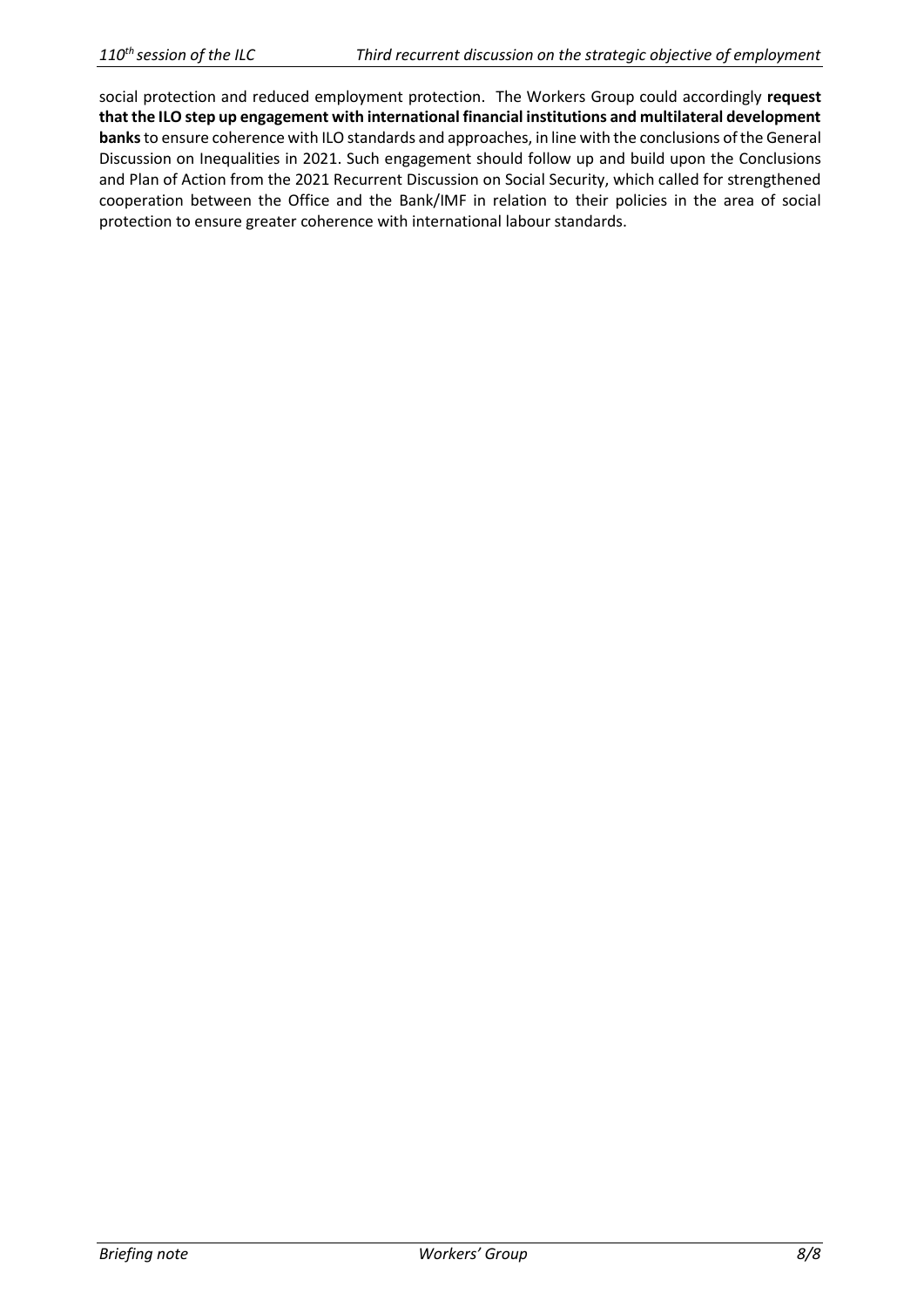social protection and reduced employment protection. The Workers Group could accordingly **request that the ILO step up engagement with international financial institutions and multilateral development banks** to ensure coherence with ILO standards and approaches, in line with the conclusions of the General Discussion on Inequalities in 2021. Such engagement should follow up and build upon the Conclusions and Plan of Action from the 2021 Recurrent Discussion on Social Security, which called for strengthened cooperation between the Office and the Bank/IMF in relation to their policies in the area of social protection to ensure greater coherence with international labour standards.